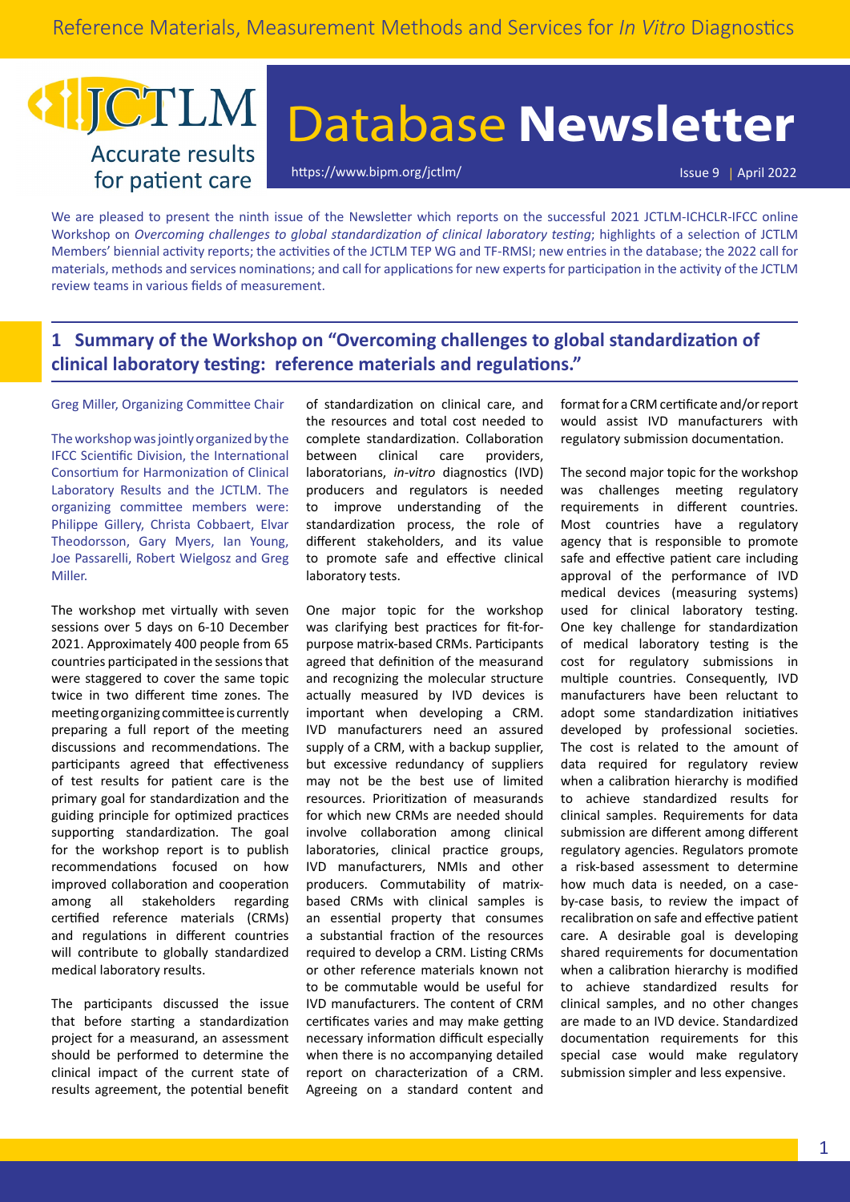Reference Materials, Measurement Methods and Services for *In Vitro* Diagnostics

JCTLM
Accurate results for patient care

# Database Newsletter

https://www.bipm.org/jctlm/

Issue 9 | April 2022

We are pleased to present the ninth issue of the Newsletter which reports on the successful 2021 JCTLM-ICHCLR-IFCC online Workshop on *Overcoming challenges to global standardization of clinical laboratory testing*; highlights of a selection of JCTLM Members' biennial activity reports; the activities of the JCTLM TEP WG and TF-RMSI; new entries in the database; the 2022 call for materials, methods and services nominations; and call for applications for new experts for participation in the activity of the JCTLM review teams in various fields of measurement.

## 1 Summary of the Workshop on "Overcoming challenges to global standardization of clinical laboratory testing: reference materials and regulations."

Greg Miller, Organizing Committee Chair

The workshop was jointly organized by the IFCC Scientific Division, the International Consortium for Harmonization of Clinical Laboratory Results and the JCTLM. The organizing committee members were: Philippe Gillery, Christa Cobbaert, Elvar Theodorsson, Gary Myers, Ian Young, Joe Passarelli, Robert Wielgosz and Greg Miller.

The workshop met virtually with seven sessions over 5 days on 6-10 December 2021. Approximately 400 people from 65 countries participated in the sessions that were staggered to cover the same topic twice in two different time zones. The meeting organizing committee is currently preparing a full report of the meeting discussions and recommendations. The participants agreed that effectiveness of test results for patient care is the primary goal for standardization and the guiding principle for optimized practices supporting standardization. The goal for the workshop report is to publish recommendations focused on how improved collaboration and cooperation among all stakeholders regarding certified reference materials (CRMs) and regulations in different countries will contribute to globally standardized medical laboratory results.

The participants discussed the issue that before starting a standardization project for a measurand, an assessment should be performed to determine the clinical impact of the current state of results agreement, the potential benefit of standardization on clinical care, and the resources and total cost needed to complete standardization. Collaboration between clinical care providers, laboratorians, *in-vitro* diagnostics (IVD) producers and regulators is needed to improve understanding of the standardization process, the role of different stakeholders, and its value to promote safe and effective clinical laboratory tests.

One major topic for the workshop was clarifying best practices for fit-for-purpose matrix-based CRMs. Participants agreed that definition of the measurand and recognizing the molecular structure actually measured by IVD devices is important when developing a CRM. IVD manufacturers need an assured supply of a CRM, with a backup supplier, but excessive redundancy of suppliers may not be the best use of limited resources. Prioritization of measurands for which new CRMs are needed should involve collaboration among clinical laboratories, clinical practice groups, IVD manufacturers, NMIs and other producers. Commutability of matrix-based CRMs with clinical samples is an essential property that consumes a substantial fraction of the resources required to develop a CRM. Listing CRMs or other reference materials known not to be commutable would be useful for IVD manufacturers. The content of CRM certificates varies and may make getting necessary information difficult especially when there is no accompanying detailed report on characterization of a CRM. Agreeing on a standard content and format for a CRM certificate and/or report would assist IVD manufacturers with regulatory submission documentation.

The second major topic for the workshop was challenges meeting regulatory requirements in different countries. Most countries have a regulatory agency that is responsible to promote safe and effective patient care including approval of the performance of IVD medical devices (measuring systems) used for clinical laboratory testing. One key challenge for standardization of medical laboratory testing is the cost for regulatory submissions in multiple countries. Consequently, IVD manufacturers have been reluctant to adopt some standardization initiatives developed by professional societies. The cost is related to the amount of data required for regulatory review when a calibration hierarchy is modified to achieve standardized results for clinical samples. Requirements for data submission are different among different regulatory agencies. Regulators promote a risk-based assessment to determine how much data is needed, on a case-by-case basis, to review the impact of recalibration on safe and effective patient care. A desirable goal is developing shared requirements for documentation when a calibration hierarchy is modified to achieve standardized results for clinical samples, and no other changes are made to an IVD device. Standardized documentation requirements for this special case would make regulatory submission simpler and less expensive.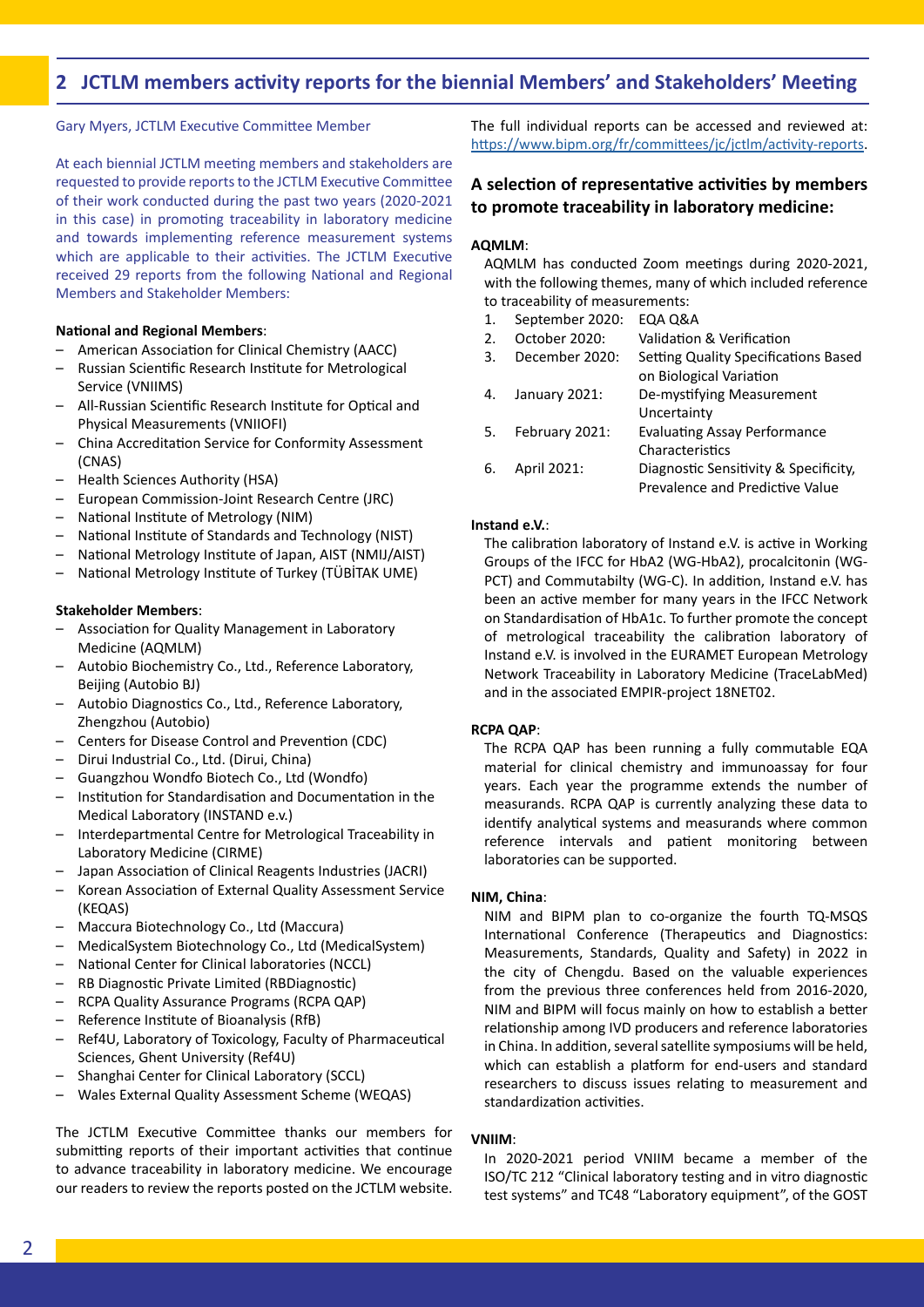## 2 JCTLM members activity reports for the biennial Members' and Stakeholders' Meeting

Gary Myers, JCTLM Executive Committee Member

At each biennial JCTLM meeting members and stakeholders are requested to provide reports to the JCTLM Executive Committee of their work conducted during the past two years (2020-2021 in this case) in promoting traceability in laboratory medicine and towards implementing reference measurement systems which are applicable to their activities. The JCTLM Executive received 29 reports from the following National and Regional Members and Stakeholder Members:

**National and Regional Members**:

- American Association for Clinical Chemistry (AACC)
- Russian Scientific Research Institute for Metrological Service (VNIIMS)
- All-Russian Scientific Research Institute for Optical and Physical Measurements (VNIIOFI)
- China Accreditation Service for Conformity Assessment (CNAS)
- Health Sciences Authority (HSA)
- European Commission-Joint Research Centre (JRC)
- National Institute of Metrology (NIM)
- National Institute of Standards and Technology (NIST)
- National Metrology Institute of Japan, AIST (NMIJ/AIST)
- National Metrology Institute of Turkey (TÜBİTAK UME)

**Stakeholder Members**:

- Association for Quality Management in Laboratory Medicine (AQMLM)
- Autobio Biochemistry Co., Ltd., Reference Laboratory, Beijing (Autobio BJ)
- Autobio Diagnostics Co., Ltd., Reference Laboratory, Zhengzhou (Autobio)
- Centers for Disease Control and Prevention (CDC)
- Dirui Industrial Co., Ltd. (Dirui, China)
- Guangzhou Wondfo Biotech Co., Ltd (Wondfo)
- Institution for Standardisation and Documentation in the Medical Laboratory (INSTAND e.v.)
- Interdepartmental Centre for Metrological Traceability in Laboratory Medicine (CIRME)
- Japan Association of Clinical Reagents Industries (JACRI)
- Korean Association of External Quality Assessment Service (KEQAS)
- Maccura Biotechnology Co., Ltd (Maccura)
- MedicalSystem Biotechnology Co., Ltd (MedicalSystem)
- National Center for Clinical laboratories (NCCL)
- RB Diagnostic Private Limited (RBDiagnostic)
- RCPA Quality Assurance Programs (RCPA QAP)
- Reference Institute of Bioanalysis (RfB)
- Ref4U, Laboratory of Toxicology, Faculty of Pharmaceutical Sciences, Ghent University (Ref4U)
- Shanghai Center for Clinical Laboratory (SCCL)
- Wales External Quality Assessment Scheme (WEQAS)

The JCTLM Executive Committee thanks our members for submitting reports of their important activities that continue to advance traceability in laboratory medicine. We encourage our readers to review the reports posted on the JCTLM website.

The full individual reports can be accessed and reviewed at: https://www.bipm.org/fr/committees/jc/jctlm/activity-reports.

### A selection of representative activities by members to promote traceability in laboratory medicine:

**AQMLM**:

AQMLM has conducted Zoom meetings during 2020-2021, with the following themes, many of which included reference to traceability of measurements:

1. September 2020: EQA Q&A
2. October 2020: Validation & Verification
3. December 2020: Setting Quality Specifications Based on Biological Variation
4. January 2021: De-mystifying Measurement Uncertainty
5. February 2021: Evaluating Assay Performance Characteristics
6. April 2021: Diagnostic Sensitivity & Specificity, Prevalence and Predictive Value

**Instand e.V.**:

The calibration laboratory of Instand e.V. is active in Working Groups of the IFCC for HbA2 (WG-HbA2), procalcitonin (WG-PCT) and Commutabilty (WG-C). In addition, Instand e.V. has been an active member for many years in the IFCC Network on Standardisation of HbA1c. To further promote the concept of metrological traceability the calibration laboratory of Instand e.V. is involved in the EURAMET European Metrology Network Traceability in Laboratory Medicine (TraceLabMed) and in the associated EMPIR-project 18NET02.

**RCPA QAP**:

The RCPA QAP has been running a fully commutable EQA material for clinical chemistry and immunoassay for four years. Each year the programme extends the number of measurands. RCPA QAP is currently analyzing these data to identify analytical systems and measurands where common reference intervals and patient monitoring between laboratories can be supported.

**NIM, China**:

NIM and BIPM plan to co-organize the fourth TQ-MSQS International Conference (Therapeutics and Diagnostics: Measurements, Standards, Quality and Safety) in 2022 in the city of Chengdu. Based on the valuable experiences from the previous three conferences held from 2016-2020, NIM and BIPM will focus mainly on how to establish a better relationship among IVD producers and reference laboratories in China. In addition, several satellite symposiums will be held, which can establish a platform for end-users and standard researchers to discuss issues relating to measurement and standardization activities.

**VNIIM**:

In 2020-2021 period VNIIM became a member of the ISO/TC 212 "Clinical laboratory testing and in vitro diagnostic test systems" and TC48 "Laboratory equipment", of the GOST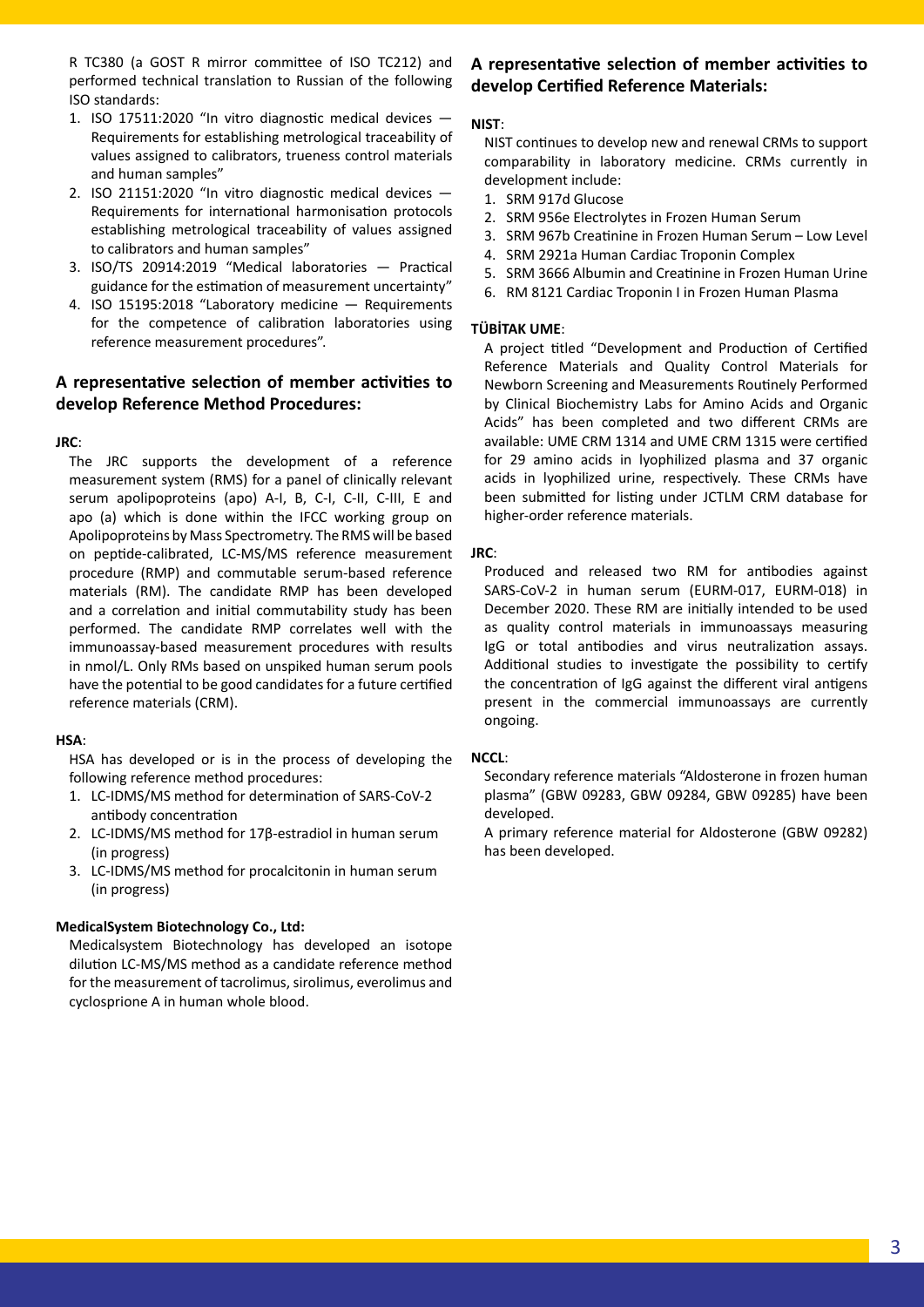R TC380 (a GOST R mirror committee of ISO TC212) and performed technical translation to Russian of the following ISO standards:

1. ISO 17511:2020 "In vitro diagnostic medical devices — Requirements for establishing metrological traceability of values assigned to calibrators, trueness control materials and human samples"
2. ISO 21151:2020 "In vitro diagnostic medical devices — Requirements for international harmonisation protocols establishing metrological traceability of values assigned to calibrators and human samples"
3. ISO/TS 20914:2019 "Medical laboratories — Practical guidance for the estimation of measurement uncertainty"
4. ISO 15195:2018 "Laboratory medicine — Requirements for the competence of calibration laboratories using reference measurement procedures".

## A representative selection of member activities to develop Reference Method Procedures:

**JRC**:

The JRC supports the development of a reference measurement system (RMS) for a panel of clinically relevant serum apolipoproteins (apo) A-I, B, C-I, C-II, C-III, E and apo (a) which is done within the IFCC working group on Apolipoproteins by Mass Spectrometry. The RMS will be based on peptide-calibrated, LC-MS/MS reference measurement procedure (RMP) and commutable serum-based reference materials (RM). The candidate RMP has been developed and a correlation and initial commutability study has been performed. The candidate RMP correlates well with the immunoassay-based measurement procedures with results in nmol/L. Only RMs based on unspiked human serum pools have the potential to be good candidates for a future certified reference materials (CRM).

**HSA**:

HSA has developed or is in the process of developing the following reference method procedures:

1. LC-IDMS/MS method for determination of SARS-CoV-2 antibody concentration
2. LC-IDMS/MS method for 17β-estradiol in human serum (in progress)
3. LC-IDMS/MS method for procalcitonin in human serum (in progress)

**MedicalSystem Biotechnology Co., Ltd:**

Medicalsystem Biotechnology has developed an isotope dilution LC-MS/MS method as a candidate reference method for the measurement of tacrolimus, sirolimus, everolimus and cyclosprione A in human whole blood.

## A representative selection of member activities to develop Certified Reference Materials:

**NIST**:

NIST continues to develop new and renewal CRMs to support comparability in laboratory medicine. CRMs currently in development include:

1. SRM 917d Glucose
2. SRM 956e Electrolytes in Frozen Human Serum
3. SRM 967b Creatinine in Frozen Human Serum – Low Level
4. SRM 2921a Human Cardiac Troponin Complex
5. SRM 3666 Albumin and Creatinine in Frozen Human Urine
6. RM 8121 Cardiac Troponin I in Frozen Human Plasma

**TÜBİTAK UME**:

A project titled "Development and Production of Certified Reference Materials and Quality Control Materials for Newborn Screening and Measurements Routinely Performed by Clinical Biochemistry Labs for Amino Acids and Organic Acids" has been completed and two different CRMs are available: UME CRM 1314 and UME CRM 1315 were certified for 29 amino acids in lyophilized plasma and 37 organic acids in lyophilized urine, respectively. These CRMs have been submitted for listing under JCTLM CRM database for higher-order reference materials.

**JRC**:

Produced and released two RM for antibodies against SARS-CoV-2 in human serum (EURM-017, EURM-018) in December 2020. These RM are initially intended to be used as quality control materials in immunoassays measuring IgG or total antibodies and virus neutralization assays. Additional studies to investigate the possibility to certify the concentration of IgG against the different viral antigens present in the commercial immunoassays are currently ongoing.

**NCCL**:

Secondary reference materials "Aldosterone in frozen human plasma" (GBW 09283, GBW 09284, GBW 09285) have been developed.

A primary reference material for Aldosterone (GBW 09282) has been developed.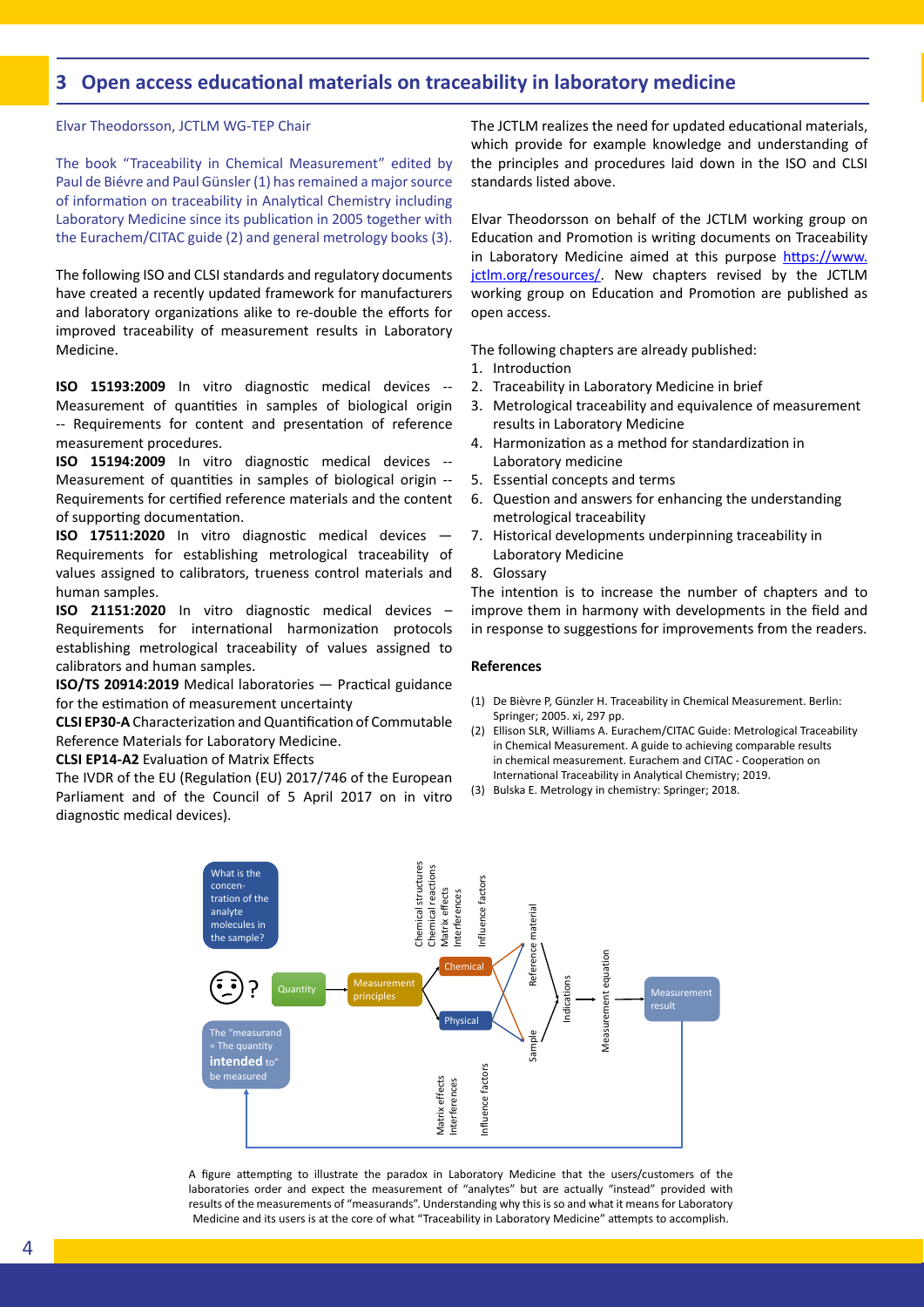## 3 Open access educational materials on traceability in laboratory medicine

Elvar Theodorsson, JCTLM WG-TEP Chair

The book "Traceability in Chemical Measurement" edited by Paul de Biévre and Paul Günsler (1) has remained a major source of information on traceability in Analytical Chemistry including Laboratory Medicine since its publication in 2005 together with the Eurachem/CITAC guide (2) and general metrology books (3).

The following ISO and CLSI standards and regulatory documents have created a recently updated framework for manufacturers and laboratory organizations alike to re-double the efforts for improved traceability of measurement results in Laboratory Medicine.

**ISO 15193:2009** In vitro diagnostic medical devices -- Measurement of quantities in samples of biological origin -- Requirements for content and presentation of reference measurement procedures.
**ISO 15194:2009** In vitro diagnostic medical devices -- Measurement of quantities in samples of biological origin -- Requirements for certified reference materials and the content of supporting documentation.
**ISO 17511:2020** In vitro diagnostic medical devices — Requirements for establishing metrological traceability of values assigned to calibrators, trueness control materials and human samples.
**ISO 21151:2020** In vitro diagnostic medical devices – Requirements for international harmonization protocols establishing metrological traceability of values assigned to calibrators and human samples.
**ISO/TS 20914:2019** Medical laboratories — Practical guidance for the estimation of measurement uncertainty
**CLSI EP30-A** Characterization and Quantification of Commutable Reference Materials for Laboratory Medicine.
**CLSI EP14-A2** Evaluation of Matrix Effects
The IVDR of the EU (Regulation (EU) 2017/746 of the European Parliament and of the Council of 5 April 2017 on in vitro diagnostic medical devices).

The JCTLM realizes the need for updated educational materials, which provide for example knowledge and understanding of the principles and procedures laid down in the ISO and CLSI standards listed above.

Elvar Theodorsson on behalf of the JCTLM working group on Education and Promotion is writing documents on Traceability in Laboratory Medicine aimed at this purpose https://www.jctlm.org/resources/. New chapters revised by the JCTLM working group on Education and Promotion are published as open access.

The following chapters are already published:

1. Introduction
2. Traceability in Laboratory Medicine in brief
3. Metrological traceability and equivalence of measurement results in Laboratory Medicine
4. Harmonization as a method for standardization in Laboratory medicine
5. Essential concepts and terms
6. Question and answers for enhancing the understanding metrological traceability
7. Historical developments underpinning traceability in Laboratory Medicine
8. Glossary

The intention is to increase the number of chapters and to improve them in harmony with developments in the field and in response to suggestions for improvements from the readers.

### References

(1) De Bièvre P, Günzler H. Traceability in Chemical Measurement. Berlin: Springer; 2005. xi, 297 pp.
(2) Ellison SLR, Williams A. Eurachem/CITAC Guide: Metrological Traceability in Chemical Measurement. A guide to achieving comparable results in chemical measurement. Eurachem and CITAC - Cooperation on International Traceability in Analytical Chemistry; 2019.
(3) Bulska E. Metrology in chemistry: Springer; 2018.

A figure attempting to illustrate the paradox in Laboratory Medicine that the users/customers of the laboratories order and expect the measurement of "analytes" but are actually "instead" provided with results of the measurements of "measurands". Understanding why this is so and what it means for Laboratory Medicine and its users is at the core of what "Traceability in Laboratory Medicine" attempts to accomplish.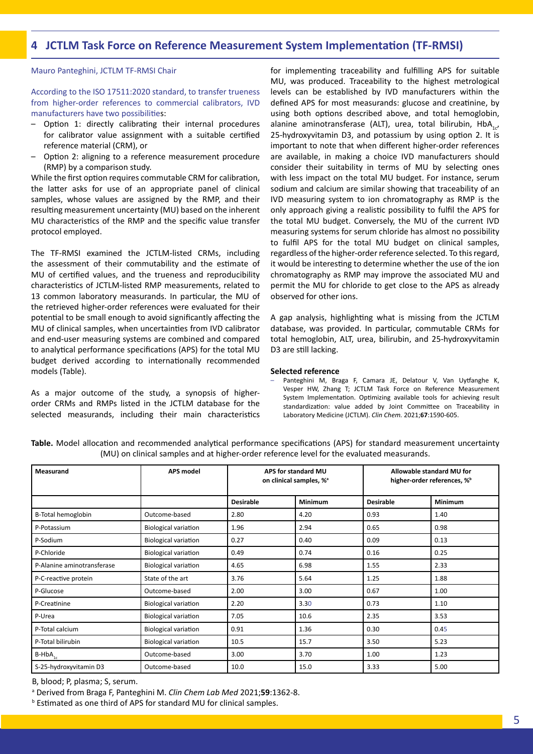## 4 JCTLM Task Force on Reference Measurement System Implementation (TF-RMSI)

Mauro Panteghini, JCTLM TF-RMSI Chair

According to the ISO 17511:2020 standard, to transfer trueness from higher-order references to commercial calibrators, IVD manufacturers have two possibilities:

- Option 1: directly calibrating their internal procedures for calibrator value assignment with a suitable certified reference material (CRM), or
- Option 2: aligning to a reference measurement procedure (RMP) by a comparison study.

While the first option requires commutable CRM for calibration, the latter asks for use of an appropriate panel of clinical samples, whose values are assigned by the RMP, and their resulting measurement uncertainty (MU) based on the inherent MU characteristics of the RMP and the specific value transfer protocol employed.

The TF-RMSI examined the JCTLM-listed CRMs, including the assessment of their commutability and the estimate of MU of certified values, and the trueness and reproducibility characteristics of JCTLM-listed RMP measurements, related to 13 common laboratory measurands. In particular, the MU of the retrieved higher-order references were evaluated for their potential to be small enough to avoid significantly affecting the MU of clinical samples, when uncertainties from IVD calibrator and end-user measuring systems are combined and compared to analytical performance specifications (APS) for the total MU budget derived according to internationally recommended models (Table).

As a major outcome of the study, a synopsis of higher-order CRMs and RMPs listed in the JCTLM database for the selected measurands, including their main characteristics for implementing traceability and fulfilling APS for suitable MU, was produced. Traceability to the highest metrological levels can be established by IVD manufacturers within the defined APS for most measurands: glucose and creatinine, by using both options described above, and total hemoglobin, alanine aminotransferase (ALT), urea, total bilirubin, $HbA_{1c}$, 25-hydroxyvitamin D3, and potassium by using option 2. It is important to note that when different higher-order references are available, in making a choice IVD manufacturers should consider their suitability in terms of MU by selecting ones with less impact on the total MU budget. For instance, serum sodium and calcium are similar showing that traceability of an IVD measuring system to ion chromatography as RMP is the only approach giving a realistic possibility to fulfil the APS for the total MU budget. Conversely, the MU of the current IVD measuring systems for serum chloride has almost no possibility to fulfil APS for the total MU budget on clinical samples, regardless of the higher-order reference selected. To this regard, it would be interesting to determine whether the use of the ion chromatography as RMP may improve the associated MU and permit the MU for chloride to get close to the APS as already observed for other ions.

A gap analysis, highlighting what is missing from the JCTLM database, was provided. In particular, commutable CRMs for total hemoglobin, ALT, urea, bilirubin, and 25-hydroxyvitamin D3 are still lacking.

**Selected reference**

- Panteghini M, Braga F, Camara JE, Delatour V, Van Uytfanghe K, Vesper HW, Zhang T; JCTLM Task Force on Reference Measurement System Implementation. Optimizing available tools for achieving result standardization: value added by Joint Committee on Traceability in Laboratory Medicine (JCTLM). *Clin Chem.* 2021;**67**:1590-605.

**Table.** Model allocation and recommended analytical performance specifications (APS) for standard measurement uncertainty (MU) on clinical samples and at higher-order reference level for the evaluated measurands.

| Measurand | APS model | APS for standard MU on clinical samples, %[a] | | Allowable standard MU for higher-order references, %[b] | |
|---|---|---|---|---|---|
| | | Desirable | Minimum | Desirable | Minimum |
| B-Total hemoglobin | Outcome-based | 2.80 | 4.20 | 0.93 | 1.40 |
| P-Potassium | Biological variation | 1.96 | 2.94 | 0.65 | 0.98 |
| P-Sodium | Biological variation | 0.27 | 0.40 | 0.09 | 0.13 |
| P-Chloride | Biological variation | 0.49 | 0.74 | 0.16 | 0.25 |
| P-Alanine aminotransferase | Biological variation | 4.65 | 6.98 | 1.55 | 2.33 |
| P-C-reactive protein | State of the art | 3.76 | 5.64 | 1.25 | 1.88 |
| P-Glucose | Outcome-based | 2.00 | 3.00 | 0.67 | 1.00 |
| P-Creatinine | Biological variation | 2.20 | 3.30 | 0.73 | 1.10 |
| P-Urea | Biological variation | 7.05 | 10.6 | 2.35 | 3.53 |
| P-Total calcium | Biological variation | 0.91 | 1.36 | 0.30 | 0.45 |
| P-Total bilirubin | Biological variation | 10.5 | 15.7 | 3.50 | 5.23 |
| B-$HbA_{1c}$ | Outcome-based | 3.00 | 3.70 | 1.00 | 1.23 |
| S-25-hydroxyvitamin D3 | Outcome-based | 10.0 | 15.0 | 3.33 | 5.00 |

B, blood; P, plasma; S, serum.

[a] Derived from Braga F, Panteghini M. *Clin Chem Lab Med* 2021;**59**:1362-8.

[b] Estimated as one third of APS for standard MU for clinical samples.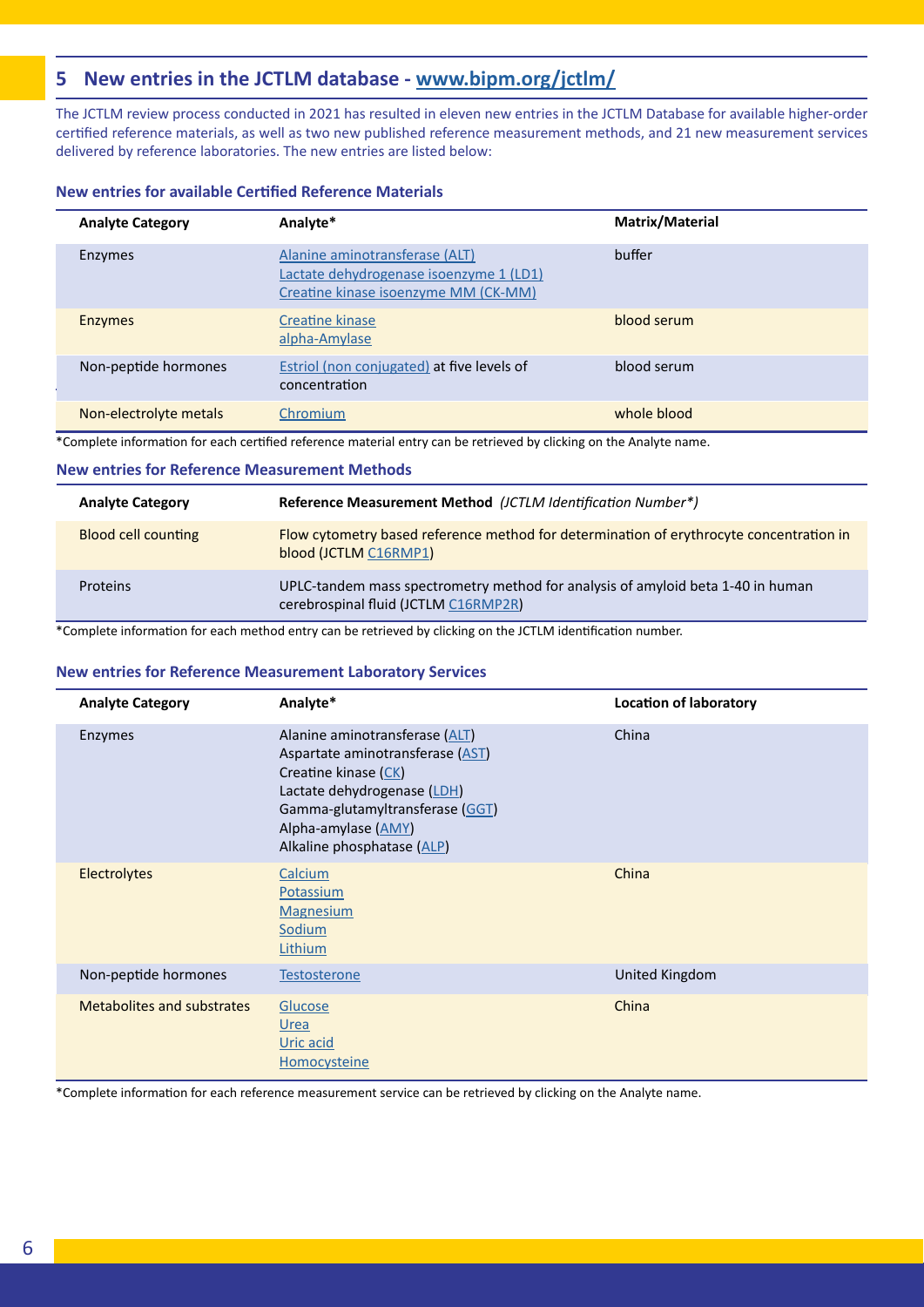## 5 New entries in the JCTLM database - www.bipm.org/jctlm/

The JCTLM review process conducted in 2021 has resulted in eleven new entries in the JCTLM Database for available higher-order certified reference materials, as well as two new published reference measurement methods, and 21 new measurement services delivered by reference laboratories. The new entries are listed below:

### New entries for available Certified Reference Materials

| Analyte Category | Analyte* | Matrix/Material |
|---|---|---|
| Enzymes | Alanine aminotransferase (ALT)<br>Lactate dehydrogenase isoenzyme 1 (LD1)<br>Creatine kinase isoenzyme MM (CK-MM) | buffer |
| Enzymes | Creatine kinase<br>alpha-Amylase | blood serum |
| Non-peptide hormones | Estriol (non conjugated) at five levels of concentration | blood serum |
| Non-electrolyte metals | Chromium | whole blood |

*Complete information for each certified reference material entry can be retrieved by clicking on the Analyte name.

### New entries for Reference Measurement Methods

| Analyte Category | Reference Measurement Method *(JCTLM Identification Number*)* |
|---|---|
| Blood cell counting | Flow cytometry based reference method for determination of erythrocyte concentration in blood (JCTLM C16RMP1) |
| Proteins | UPLC-tandem mass spectrometry method for analysis of amyloid beta 1-40 in human cerebrospinal fluid (JCTLM C16RMP2R) |

*Complete information for each method entry can be retrieved by clicking on the JCTLM identification number.

### New entries for Reference Measurement Laboratory Services

| Analyte Category | Analyte* | Location of laboratory |
|---|---|---|
| Enzymes | Alanine aminotransferase (ALT)<br>Aspartate aminotransferase (AST)<br>Creatine kinase (CK)<br>Lactate dehydrogenase (LDH)<br>Gamma-glutamyltransferase (GGT)<br>Alpha-amylase (AMY)<br>Alkaline phosphatase (ALP) | China |
| Electrolytes | Calcium<br>Potassium<br>Magnesium<br>Sodium<br>Lithium | China |
| Non-peptide hormones | Testosterone | United Kingdom |
| Metabolites and substrates | Glucose<br>Urea<br>Uric acid<br>Homocysteine | China |

*Complete information for each reference measurement service can be retrieved by clicking on the Analyte name.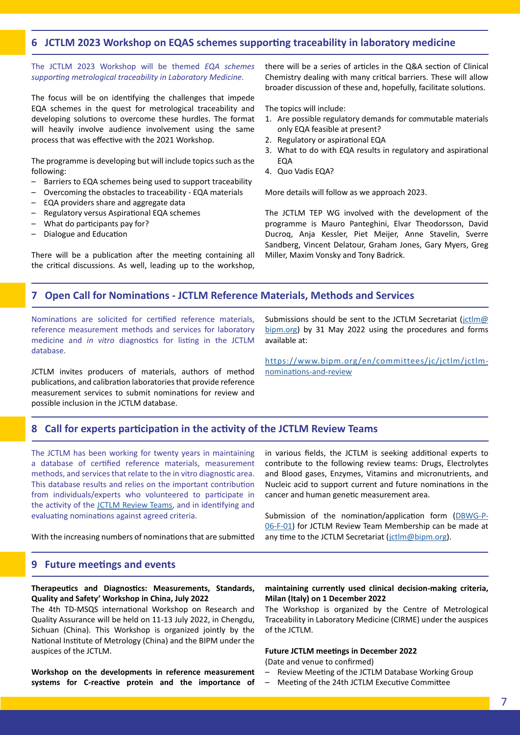## 6 JCTLM 2023 Workshop on EQAS schemes supporting traceability in laboratory medicine

The JCTLM 2023 Workshop will be themed *EQA schemes supporting metrological traceability in Laboratory Medicine*.

The focus will be on identifying the challenges that impede EQA schemes in the quest for metrological traceability and developing solutions to overcome these hurdles. The format will heavily involve audience involvement using the same process that was effective with the 2021 Workshop.

The programme is developing but will include topics such as the following:

- Barriers to EQA schemes being used to support traceability
- Overcoming the obstacles to traceability - EQA materials
- EQA providers share and aggregate data
- Regulatory versus Aspirational EQA schemes
- What do participants pay for?
- Dialogue and Education

There will be a publication after the meeting containing all the critical discussions. As well, leading up to the workshop, there will be a series of articles in the Q&A section of Clinical Chemistry dealing with many critical barriers. These will allow broader discussion of these and, hopefully, facilitate solutions.

The topics will include:

1. Are possible regulatory demands for commutable materials only EQA feasible at present?
2. Regulatory or aspirational EQA
3. What to do with EQA results in regulatory and aspirational EQA
4. Quo Vadis EQA?

More details will follow as we approach 2023.

The JCTLM TEP WG involved with the development of the programme is Mauro Panteghini, Elvar Theodorsson, David Ducroq, Anja Kessler, Piet Meijer, Anne Stavelin, Sverre Sandberg, Vincent Delatour, Graham Jones, Gary Myers, Greg Miller, Maxim Vonsky and Tony Badrick.

## 7 Open Call for Nominations - JCTLM Reference Materials, Methods and Services

Nominations are solicited for certified reference materials, reference measurement methods and services for laboratory medicine and *in vitro* diagnostics for listing in the JCTLM database.

JCTLM invites producers of materials, authors of method publications, and calibration laboratories that provide reference measurement services to submit nominations for review and possible inclusion in the JCTLM database.

Submissions should be sent to the JCTLM Secretariat (jctlm@bipm.org) by 31 May 2022 using the procedures and forms available at:

https://www.bipm.org/en/committees/jc/jctlm/jctlm-nominations-and-review

## 8 Call for experts participation in the activity of the JCTLM Review Teams

The JCTLM has been working for twenty years in maintaining a database of certified reference materials, measurement methods, and services that relate to the in vitro diagnostic area. This database results and relies on the important contribution from individuals/experts who volunteered to participate in the activity of the JCTLM Review Teams, and in identifying and evaluating nominations against agreed criteria.

With the increasing numbers of nominations that are submitted in various fields, the JCTLM is seeking additional experts to contribute to the following review teams: Drugs, Electrolytes and Blood gases, Enzymes, Vitamins and micronutrients, and Nucleic acid to support current and future nominations in the cancer and human genetic measurement area.

Submission of the nomination/application form (DBWG-P-06-F-01) for JCTLM Review Team Membership can be made at any time to the JCTLM Secretariat (jctlm@bipm.org).

## 9 Future meetings and events

**Therapeutics and Diagnostics: Measurements, Standards, Quality and Safety' Workshop in China, July 2022**

The 4th TD-MSQS international Workshop on Research and Quality Assurance will be held on 11-13 July 2022, in Chengdu, Sichuan (China). This Workshop is organized jointly by the National Institute of Metrology (China) and the BIPM under the auspices of the JCTLM.

**Workshop on the developments in reference measurement systems for C-reactive protein and the importance of maintaining currently used clinical decision-making criteria, Milan (Italy) on 1 December 2022**

The Workshop is organized by the Centre of Metrological Traceability in Laboratory Medicine (CIRME) under the auspices of the JCTLM.

**Future JCTLM meetings in December 2022**

(Date and venue to confirmed)

- Review Meeting of the JCTLM Database Working Group
- Meeting of the 24th JCTLM Executive Committee